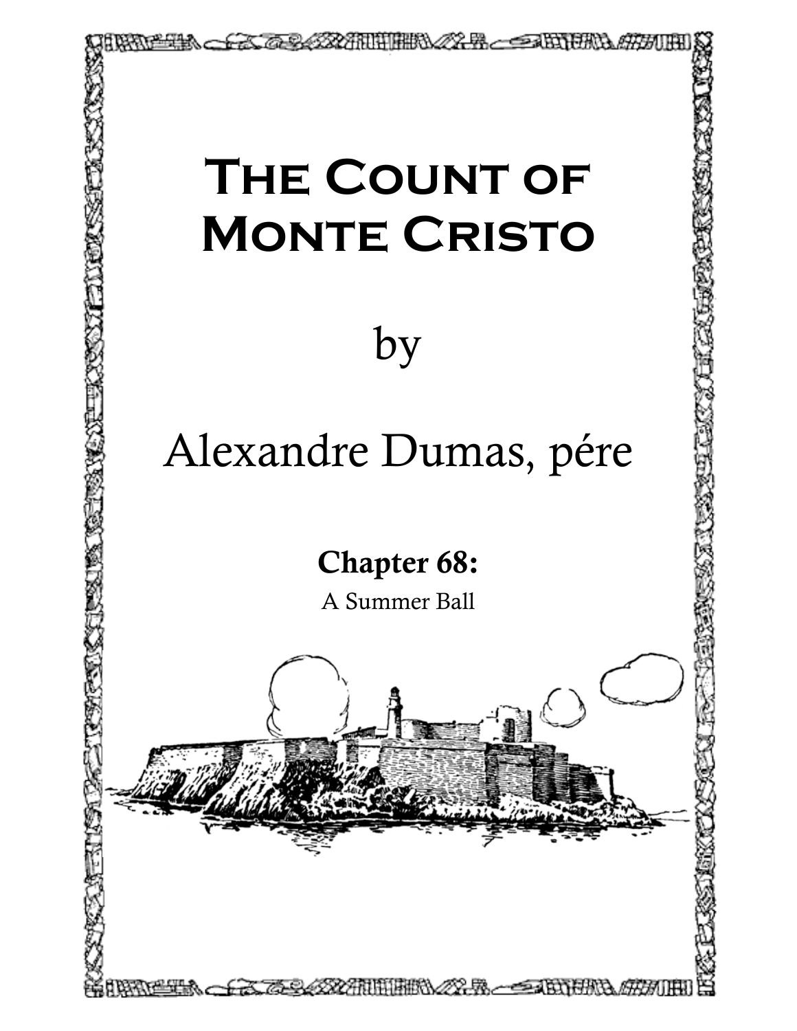# The Count of Monte Cristo

by

Alexandre Dumas, pére

## Chapter 68:

A Summer Ball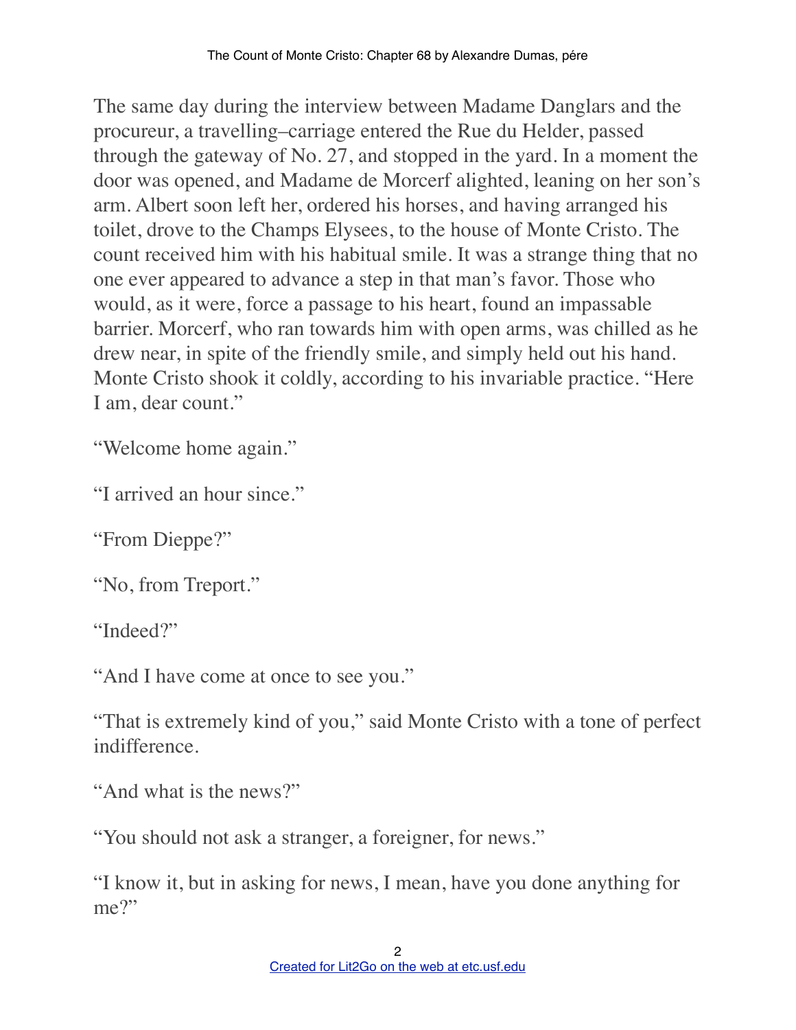The same day during the interview between Madame Danglars and the procureur, a travelling–carriage entered the Rue du Helder, passed through the gateway of No. 27, and stopped in the yard. In a moment the door was opened, and Madame de Morcerf alighted, leaning on her son's arm. Albert soon left her, ordered his horses, and having arranged his toilet, drove to the Champs Elysees, to the house of Monte Cristo. The count received him with his habitual smile. It was a strange thing that no one ever appeared to advance a step in that man's favor. Those who would, as it were, force a passage to his heart, found an impassable barrier. Morcerf, who ran towards him with open arms, was chilled as he drew near, in spite of the friendly smile, and simply held out his hand. Monte Cristo shook it coldly, according to his invariable practice. "Here I am, dear count."

"Welcome home again."

"I arrived an hour since."

"From Dieppe?"

"No, from Treport."

"Indeed?"

"And I have come at once to see you."

"That is extremely kind of you," said Monte Cristo with a tone of perfect indifference.

"And what is the news?"

"You should not ask a stranger, a foreigner, for news."

"I know it, but in asking for news, I mean, have you done anything for me?"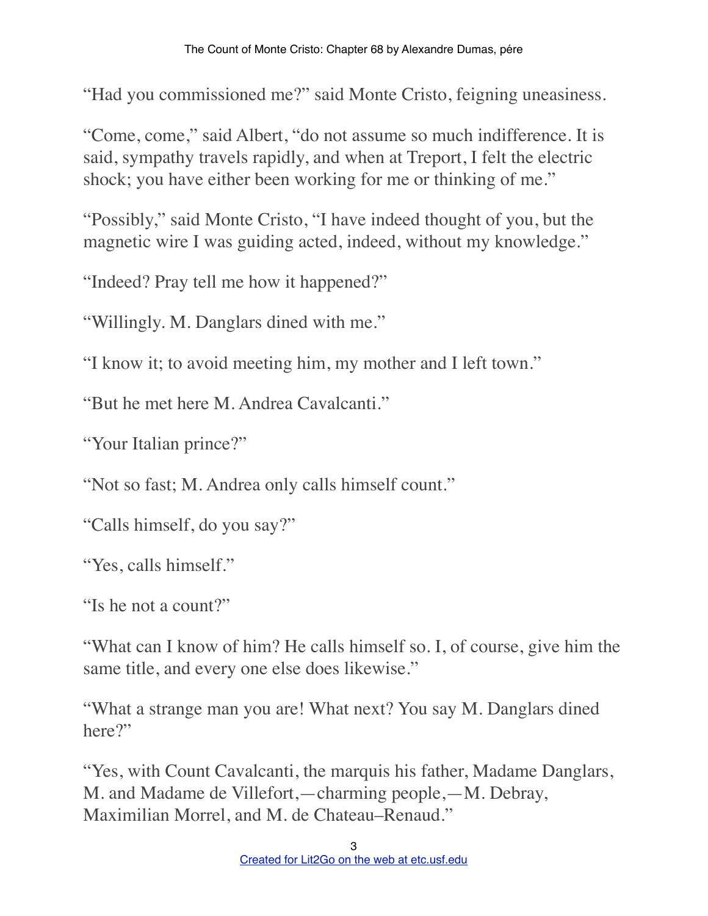"Had you commissioned me?" said Monte Cristo, feigning uneasiness.

"Come, come," said Albert, "do not assume so much indifference. It is said, sympathy travels rapidly, and when at Treport, I felt the electric shock; you have either been working for me or thinking of me."

"Possibly," said Monte Cristo, "I have indeed thought of you, but the magnetic wire I was guiding acted, indeed, without my knowledge."

"Indeed? Pray tell me how it happened?"

"Willingly. M. Danglars dined with me."

"I know it; to avoid meeting him, my mother and I left town."

"But he met here M. Andrea Cavalcanti."

"Your Italian prince?"

"Not so fast; M. Andrea only calls himself count."

"Calls himself, do you say?"

"Yes, calls himself."

"Is he not a count?"

"What can I know of him? He calls himself so. I, of course, give him the same title, and every one else does likewise."

"What a strange man you are! What next? You say M. Danglars dined here?"

"Yes, with Count Cavalcanti, the marquis his father, Madame Danglars, M. and Madame de Villefort,—charming people,—M. Debray, Maximilian Morrel, and M. de Chateau–Renaud."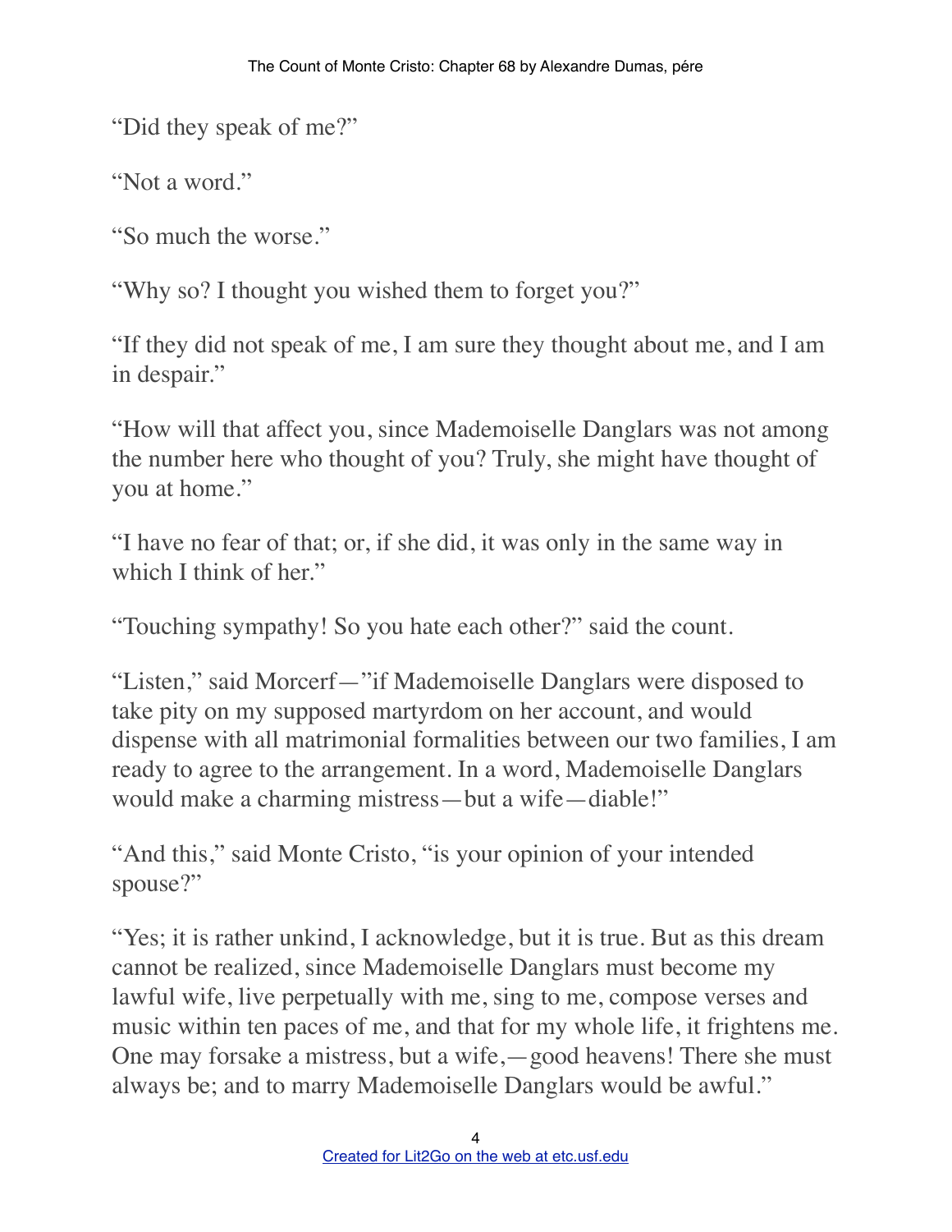“Did they speak of me?”

“Not a word.”

“So much the worse.”

“Why so? I thought you wished them to forget you?”

“If they did not speak of me, I am sure they thought about me, and I am in despair.”

“How will that affect you, since Mademoiselle Danglars was not among the number here who thought of you? Truly, she might have thought of you at home.”

“I have no fear of that; or, if she did, it was only in the same way in which I think of her.”

“Touching sympathy! So you hate each other?” said the count.

“Listen,” said Morcerf—”if Mademoiselle Danglars were disposed to take pity on my supposed martyrdom on her account, and would dispense with all matrimonial formalities between our two families, I am ready to agree to the arrangement. In a word, Mademoiselle Danglars would make a charming mistress—but a wife—diable!”

“And this,” said Monte Cristo, “is your opinion of your intended spouse?”

“Yes; it is rather unkind, I acknowledge, but it is true. But as this dream cannot be realized, since Mademoiselle Danglars must become my lawful wife, live perpetually with me, sing to me, compose verses and music within ten paces of me, and that for my whole life, it frightens me. One may forsake a mistress, but a wife,—good heavens! There she must always be; and to marry Mademoiselle Danglars would be awful.”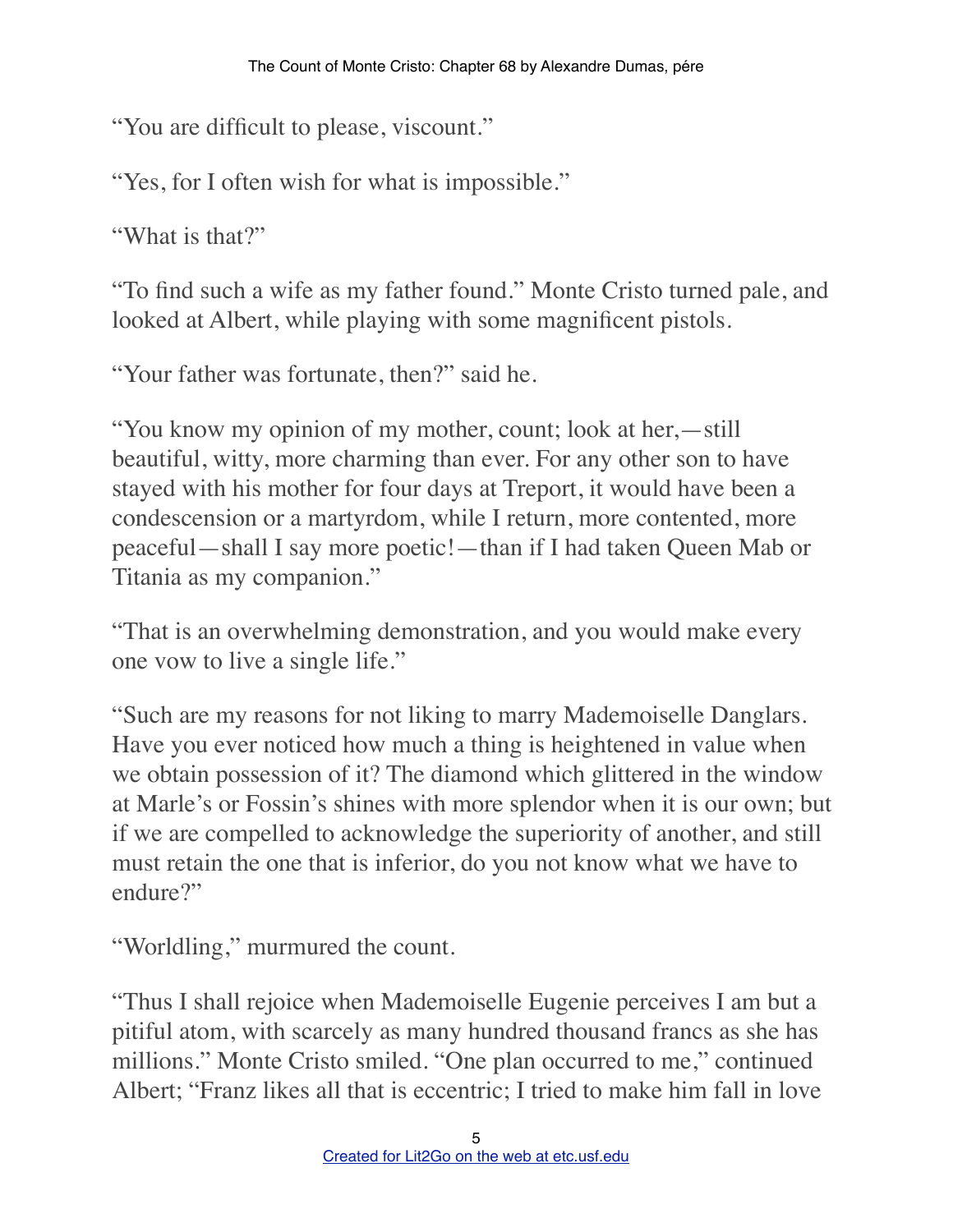"You are difficult to please, viscount."

"Yes, for I often wish for what is impossible."

"What is that?"

"To find such a wife as my father found." Monte Cristo turned pale, and looked at Albert, while playing with some magnificent pistols.

"Your father was fortunate, then?" said he.

"You know my opinion of my mother, count; look at her,—still beautiful, witty, more charming than ever. For any other son to have stayed with his mother for four days at Treport, it would have been a condescension or a martyrdom, while I return, more contented, more peaceful—shall I say more poetic!—than if I had taken Queen Mab or Titania as my companion."

"That is an overwhelming demonstration, and you would make every one vow to live a single life."

"Such are my reasons for not liking to marry Mademoiselle Danglars. Have you ever noticed how much a thing is heightened in value when we obtain possession of it? The diamond which glittered in the window at Marle's or Fossin's shines with more splendor when it is our own; but if we are compelled to acknowledge the superiority of another, and still must retain the one that is inferior, do you not know what we have to endure?"

"Worldling," murmured the count.

"Thus I shall rejoice when Mademoiselle Eugenie perceives I am but a pitiful atom, with scarcely as many hundred thousand francs as she has millions." Monte Cristo smiled. "One plan occurred to me," continued Albert; "Franz likes all that is eccentric; I tried to make him fall in love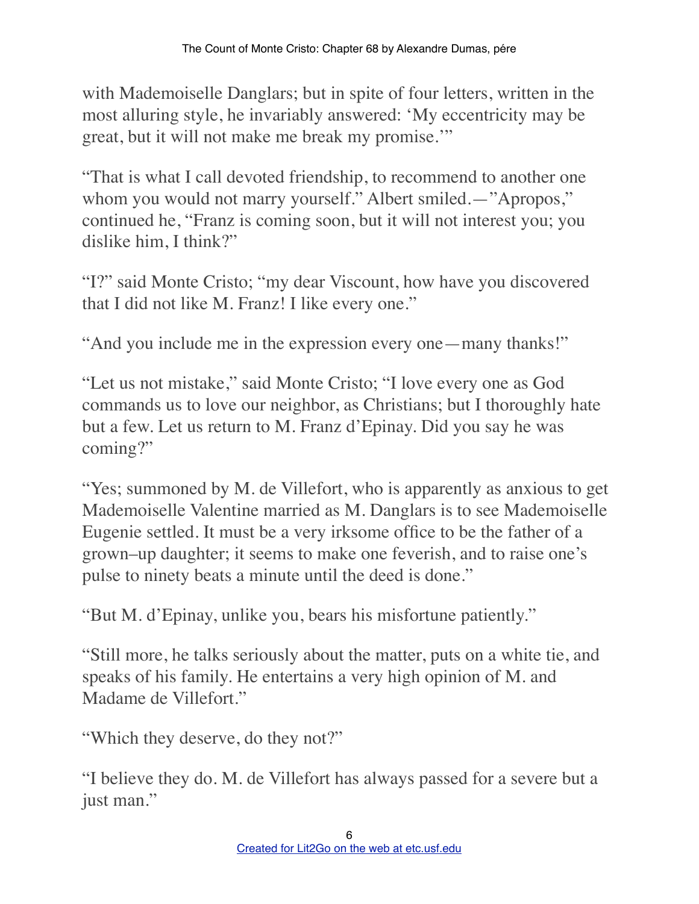with Mademoiselle Danglars; but in spite of four letters, written in the most alluring style, he invariably answered: ‘My eccentricity may be great, but it will not make me break my promise.’”

“That is what I call devoted friendship, to recommend to another one whom you would not marry yourself.” Albert smiled.—”Apropos,” continued he, “Franz is coming soon, but it will not interest you; you dislike him, I think?”

“I?” said Monte Cristo; “my dear Viscount, how have you discovered that I did not like M. Franz! I like every one.”

“And you include me in the expression every one—many thanks!”

“Let us not mistake,” said Monte Cristo; “I love every one as God commands us to love our neighbor, as Christians; but I thoroughly hate but a few. Let us return to M. Franz d’Epinay. Did you say he was coming?”

“Yes; summoned by M. de Villefort, who is apparently as anxious to get Mademoiselle Valentine married as M. Danglars is to see Mademoiselle Eugenie settled. It must be a very irksome office to be the father of a grown–up daughter; it seems to make one feverish, and to raise one’s pulse to ninety beats a minute until the deed is done.”

“But M. d’Epinay, unlike you, bears his misfortune patiently.”

“Still more, he talks seriously about the matter, puts on a white tie, and speaks of his family. He entertains a very high opinion of M. and Madame de Villefort.”

“Which they deserve, do they not?”

“I believe they do. M. de Villefort has always passed for a severe but a just man.”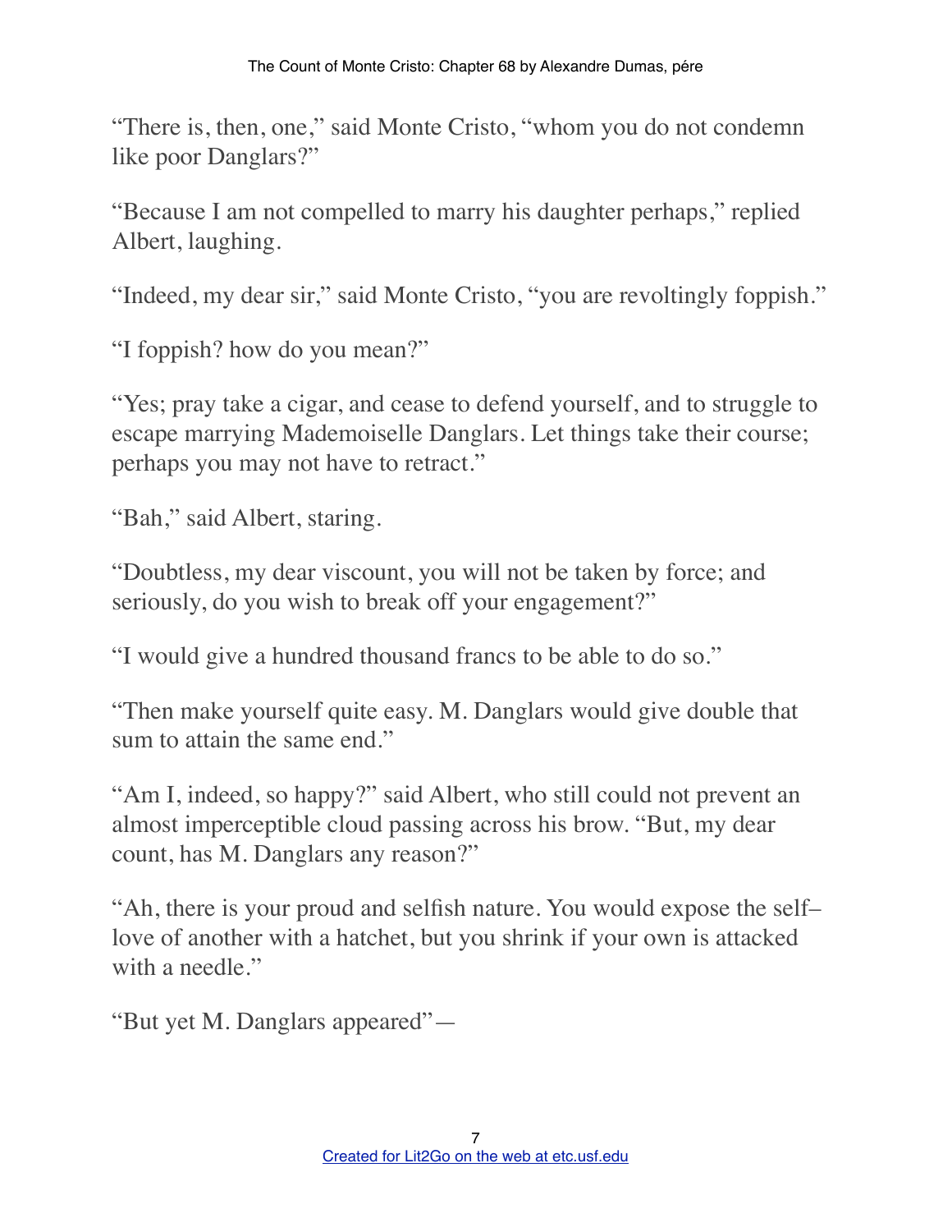"There is, then, one," said Monte Cristo, "whom you do not condemn like poor Danglars?"

"Because I am not compelled to marry his daughter perhaps," replied Albert, laughing.

"Indeed, my dear sir," said Monte Cristo, "you are revoltingly foppish."

"I foppish? how do you mean?"

"Yes; pray take a cigar, and cease to defend yourself, and to struggle to escape marrying Mademoiselle Danglars. Let things take their course; perhaps you may not have to retract."

"Bah," said Albert, staring.

"Doubtless, my dear viscount, you will not be taken by force; and seriously, do you wish to break off your engagement?"

"I would give a hundred thousand francs to be able to do so."

"Then make yourself quite easy. M. Danglars would give double that sum to attain the same end."

"Am I, indeed, so happy?" said Albert, who still could not prevent an almost imperceptible cloud passing across his brow. "But, my dear count, has M. Danglars any reason?"

"Ah, there is your proud and selfish nature. You would expose the self–love of another with a hatchet, but you shrink if your own is attacked with a needle."

"But yet M. Danglars appeared"—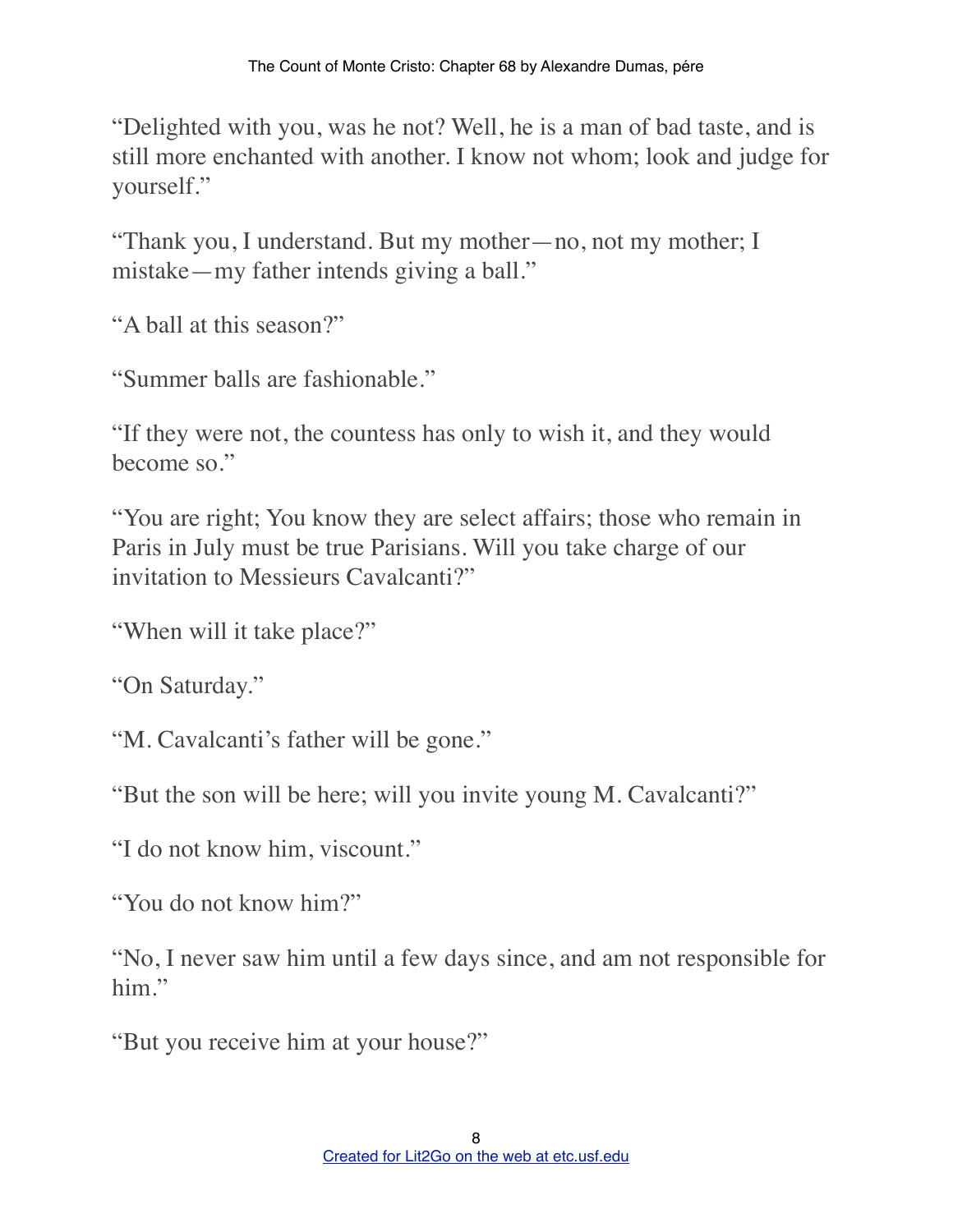"Delighted with you, was he not? Well, he is a man of bad taste, and is still more enchanted with another. I know not whom; look and judge for yourself."

"Thank you, I understand. But my mother—no, not my mother; I mistake—my father intends giving a ball."

"A ball at this season?"

"Summer balls are fashionable."

"If they were not, the countess has only to wish it, and they would become so."

"You are right; You know they are select affairs; those who remain in Paris in July must be true Parisians. Will you take charge of our invitation to Messieurs Cavalcanti?"

"When will it take place?"

"On Saturday."

"M. Cavalcanti's father will be gone."

"But the son will be here; will you invite young M. Cavalcanti?"

"I do not know him, viscount."

"You do not know him?"

"No, I never saw him until a few days since, and am not responsible for him."

"But you receive him at your house?"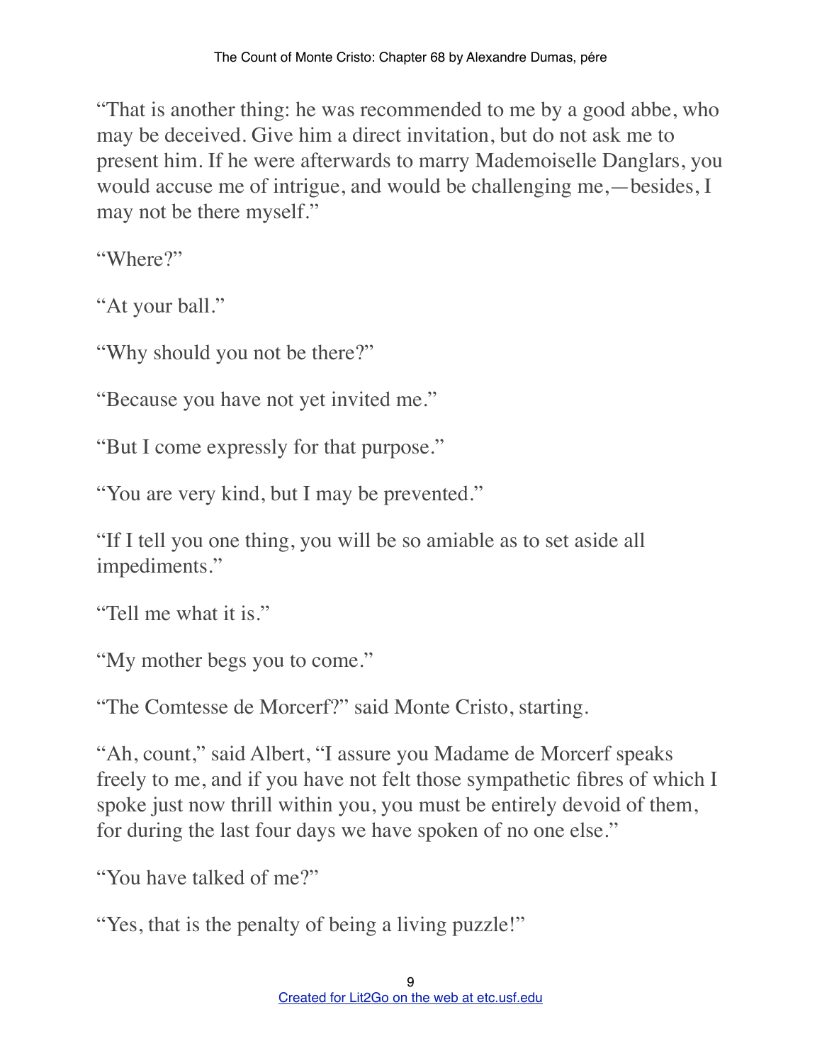"That is another thing: he was recommended to me by a good abbe, who may be deceived. Give him a direct invitation, but do not ask me to present him. If he were afterwards to marry Mademoiselle Danglars, you would accuse me of intrigue, and would be challenging me,—besides, I may not be there myself."

"Where?"

"At your ball."

"Why should you not be there?"

"Because you have not yet invited me."

"But I come expressly for that purpose."

"You are very kind, but I may be prevented."

"If I tell you one thing, you will be so amiable as to set aside all impediments."

"Tell me what it is."

"My mother begs you to come."

"The Comtesse de Morcerf?" said Monte Cristo, starting.

"Ah, count," said Albert, "I assure you Madame de Morcerf speaks freely to me, and if you have not felt those sympathetic fibres of which I spoke just now thrill within you, you must be entirely devoid of them, for during the last four days we have spoken of no one else."

"You have talked of me?"

"Yes, that is the penalty of being a living puzzle!"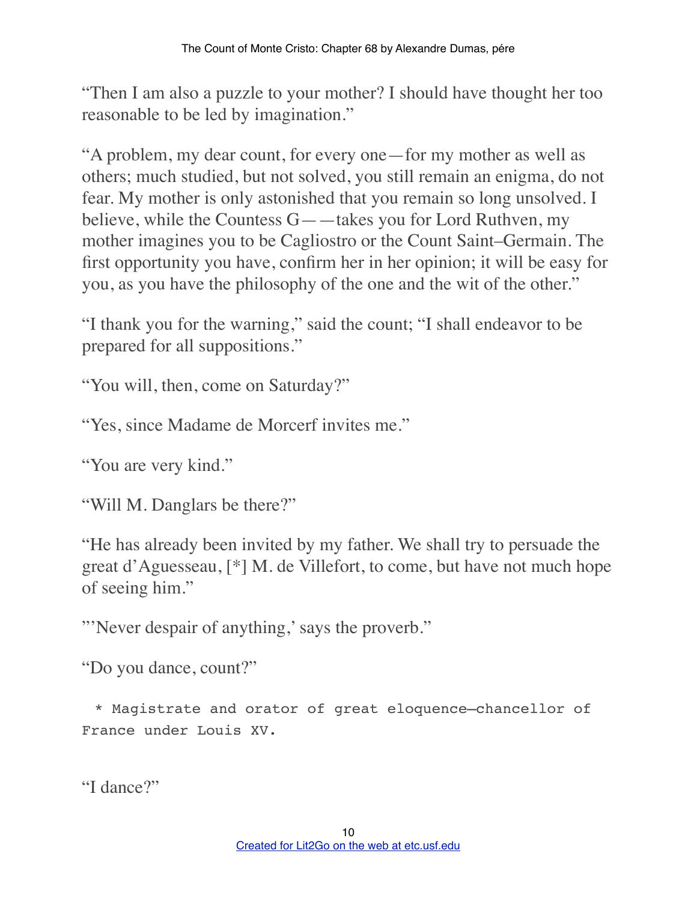“Then I am also a puzzle to your mother? I should have thought her too reasonable to be led by imagination.”

“A problem, my dear count, for every one—for my mother as well as others; much studied, but not solved, you still remain an enigma, do not fear. My mother is only astonished that you remain so long unsolved. I believe, while the Countess G——takes you for Lord Ruthven, my mother imagines you to be Cagliostro or the Count Saint–Germain. The first opportunity you have, confirm her in her opinion; it will be easy for you, as you have the philosophy of the one and the wit of the other.”

“I thank you for the warning,” said the count; “I shall endeavor to be prepared for all suppositions.”

“You will, then, come on Saturday?”

“Yes, since Madame de Morcerf invites me.”

“You are very kind.”

“Will M. Danglars be there?”

“He has already been invited by my father. We shall try to persuade the great d’Aguesseau, [*] M. de Villefort, to come, but have not much hope of seeing him.”

"’Never despair of anything,’ says the proverb.”

“Do you dance, count?”

```
  * Magistrate and orator of great eloquence—chancellor of
France under Louis XV.
```

“I dance?”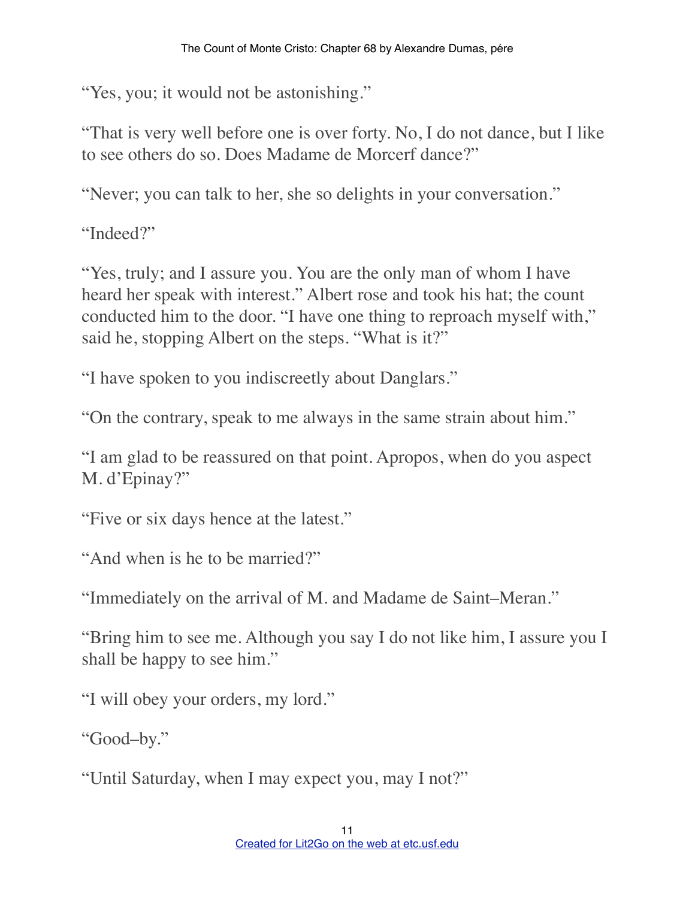"Yes, you; it would not be astonishing."

"That is very well before one is over forty. No, I do not dance, but I like to see others do so. Does Madame de Morcerf dance?"

"Never; you can talk to her, she so delights in your conversation."

"Indeed?"

"Yes, truly; and I assure you. You are the only man of whom I have heard her speak with interest." Albert rose and took his hat; the count conducted him to the door. "I have one thing to reproach myself with," said he, stopping Albert on the steps. "What is it?"

"I have spoken to you indiscreetly about Danglars."

"On the contrary, speak to me always in the same strain about him."

"I am glad to be reassured on that point. Apropos, when do you aspect M. d'Epinay?"

"Five or six days hence at the latest."

"And when is he to be married?"

"Immediately on the arrival of M. and Madame de Saint–Meran."

"Bring him to see me. Although you say I do not like him, I assure you I shall be happy to see him."

"I will obey your orders, my lord."

"Good–by."

"Until Saturday, when I may expect you, may I not?"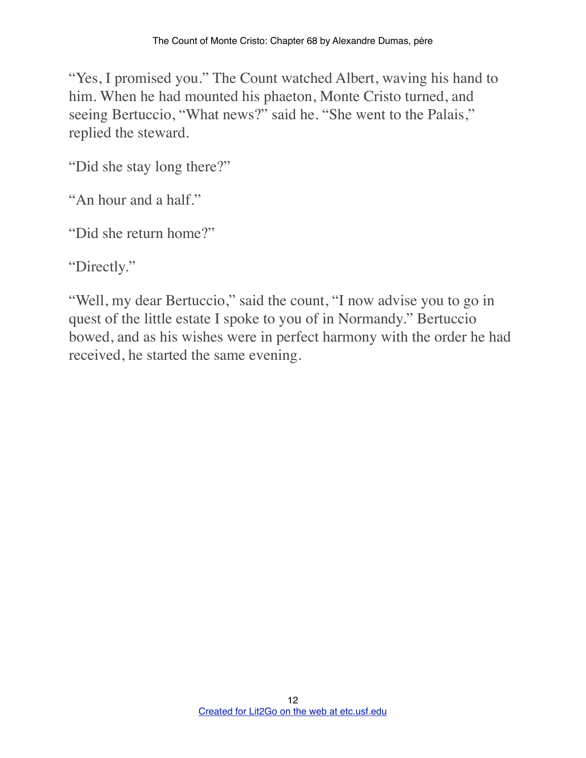"Yes, I promised you." The Count watched Albert, waving his hand to him. When he had mounted his phaeton, Monte Cristo turned, and seeing Bertuccio, "What news?" said he. "She went to the Palais," replied the steward.

"Did she stay long there?"

"An hour and a half."

"Did she return home?"

"Directly."

"Well, my dear Bertuccio," said the count, "I now advise you to go in quest of the little estate I spoke to you of in Normandy." Bertuccio bowed, and as his wishes were in perfect harmony with the order he had received, he started the same evening.